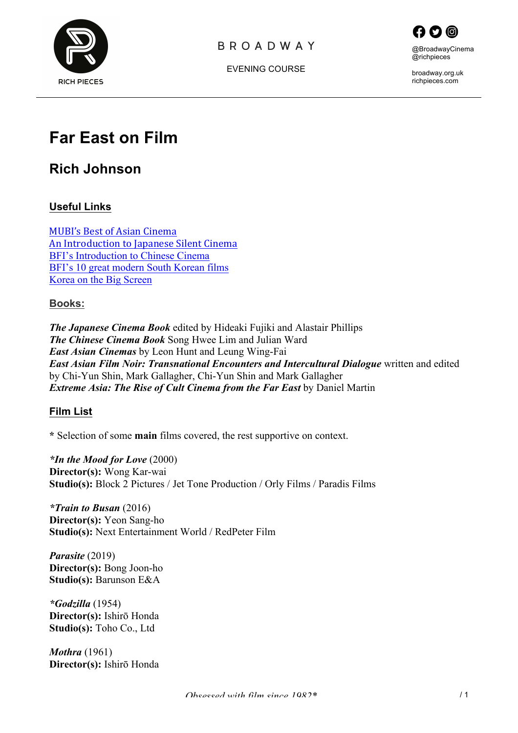RICH PIECES

BROADWAY

EVENING COURSE

@BroadwayCinema
@richpieces

broadway.org.uk
richpieces.com

# Far East on Film

## Rich Johnson

### Useful Links

[MUBI's Best of Asian Cinema]()
[An Introduction to Japanese Silent Cinema]()
[BFI's Introduction to Chinese Cinema]()
[BFI's 10 great modern South Korean films]()
[Korea on the Big Screen]()

### Books:

***The Japanese Cinema Book*** edited by Hideaki Fujiki and Alastair Phillips
***The Chinese Cinema Book*** Song Hwee Lim and Julian Ward
***East Asian Cinemas*** by Leon Hunt and Leung Wing-Fai
***East Asian Film Noir: Transnational Encounters and Intercultural Dialogue*** written and edited by Chi-Yun Shin, Mark Gallagher, Chi-Yun Shin and Mark Gallagher
***Extreme Asia: The Rise of Cult Cinema from the Far East*** by Daniel Martin

### Film List

\* Selection of some **main** films covered, the rest supportive on context.

***\*In the Mood for Love*** (2000)
**Director(s):** Wong Kar-wai
**Studio(s):** Block 2 Pictures / Jet Tone Production / Orly Films / Paradis Films

***\*Train to Busan*** (2016)
**Director(s):** Yeon Sang-ho
**Studio(s):** Next Entertainment World / RedPeter Film

***Parasite*** (2019)
**Director(s):** Bong Joon-ho
**Studio(s):** Barunson E&A

***\*Godzilla*** (1954)
**Director(s):** Ishirō Honda
**Studio(s):** Toho Co., Ltd

***Mothra*** (1961)
**Director(s):** Ishirō Honda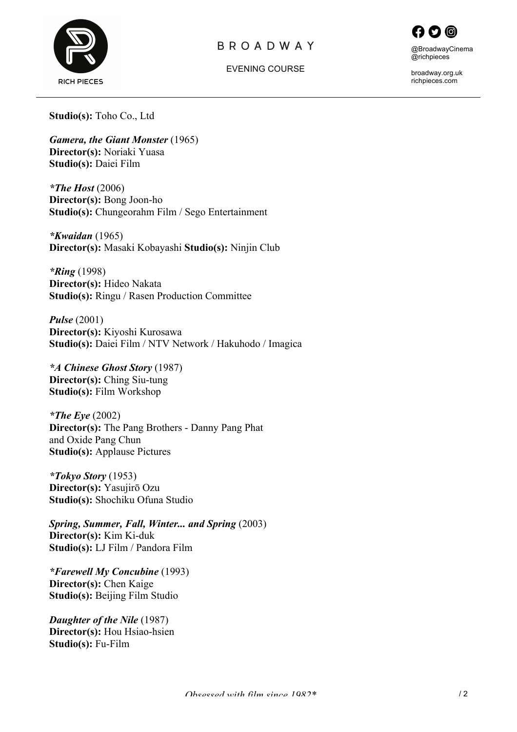**Studio(s):** Toho Co., Ltd

***Gamera, the Giant Monster*** (1965)
**Director(s):** Noriaki Yuasa
**Studio(s):** Daiei Film

***\*The Host*** (2006)
**Director(s):** Bong Joon-ho
**Studio(s):** Chungeorahm Film / Sego Entertainment

***\*Kwaidan*** (1965)
**Director(s):** Masaki Kobayashi **Studio(s):** Ninjin Club

***\*Ring*** (1998)
**Director(s):** Hideo Nakata
**Studio(s):** Ringu / Rasen Production Committee

***Pulse*** (2001)
**Director(s):** Kiyoshi Kurosawa
**Studio(s):** Daiei Film / NTV Network / Hakuhodo / Imagica

***\*A Chinese Ghost Story*** (1987)
**Director(s):** Ching Siu-tung
**Studio(s):** Film Workshop

***\*The Eye*** (2002)
**Director(s):** The Pang Brothers - Danny Pang Phat and Oxide Pang Chun
**Studio(s):** Applause Pictures

***\*Tokyo Story*** (1953)
**Director(s):** Yasujirō Ozu
**Studio(s):** Shochiku Ofuna Studio

***Spring, Summer, Fall, Winter... and Spring*** (2003)
**Director(s):** Kim Ki-duk
**Studio(s):** LJ Film / Pandora Film

***\*Farewell My Concubine*** (1993)
**Director(s):** Chen Kaige
**Studio(s):** Beijing Film Studio

***Daughter of the Nile*** (1987)
**Director(s):** Hou Hsiao-hsien
**Studio(s):** Fu-Film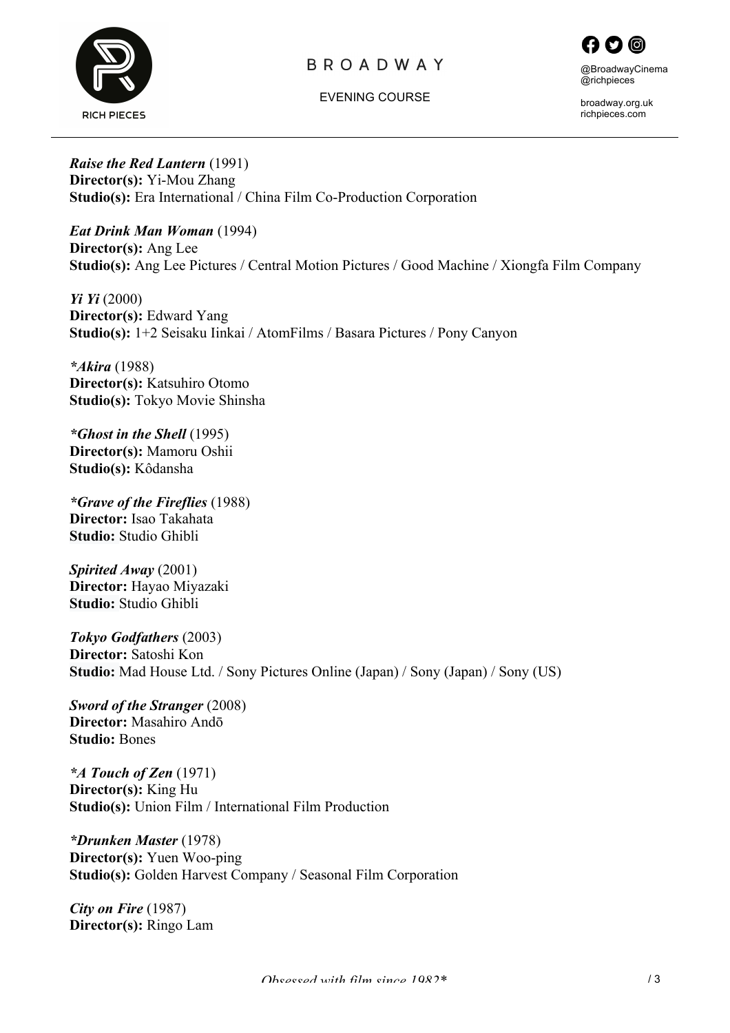***Raise the Red Lantern*** (1991)
**Director(s):** Yi-Mou Zhang
**Studio(s):** Era International / China Film Co-Production Corporation

***Eat Drink Man Woman*** (1994)
**Director(s):** Ang Lee
**Studio(s):** Ang Lee Pictures / Central Motion Pictures / Good Machine / Xiongfa Film Company

***Yi Yi*** (2000)
**Director(s):** Edward Yang
**Studio(s):** 1+2 Seisaku Iinkai / AtomFilms / Basara Pictures / Pony Canyon

***\*Akira*** (1988)
**Director(s):** Katsuhiro Otomo
**Studio(s):** Tokyo Movie Shinsha

***\*Ghost in the Shell*** (1995)
**Director(s):** Mamoru Oshii
**Studio(s):** Kôdansha

***\*Grave of the Fireflies*** (1988)
**Director:** Isao Takahata
**Studio:** Studio Ghibli

***Spirited Away*** (2001)
**Director:** Hayao Miyazaki
**Studio:** Studio Ghibli

***Tokyo Godfathers*** (2003)
**Director:** Satoshi Kon
**Studio:** Mad House Ltd. / Sony Pictures Online (Japan) / Sony (Japan) / Sony (US)

***Sword of the Stranger*** (2008)
**Director:** Masahiro Andō
**Studio:** Bones

***\*A Touch of Zen*** (1971)
**Director(s):** King Hu
**Studio(s):** Union Film / International Film Production

***\*Drunken Master*** (1978)
**Director(s):** Yuen Woo-ping
**Studio(s):** Golden Harvest Company / Seasonal Film Corporation

***City on Fire*** (1987)
**Director(s):** Ringo Lam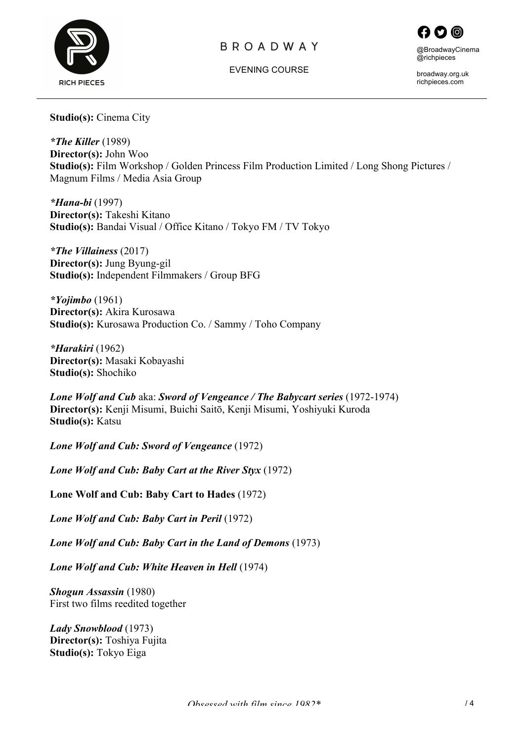**Studio(s):** Cinema City

***The Killer*** (1989)
**Director(s):** John Woo
**Studio(s):** Film Workshop / Golden Princess Film Production Limited / Long Shong Pictures / Magnum Films / Media Asia Group

***Hana-bi*** (1997)
**Director(s):** Takeshi Kitano
**Studio(s):** Bandai Visual / Office Kitano / Tokyo FM / TV Tokyo

***The Villainess*** (2017)
**Director(s):** Jung Byung-gil
**Studio(s):** Independent Filmmakers / Group BFG

***Yojimbo*** (1961)
**Director(s):** Akira Kurosawa
**Studio(s):** Kurosawa Production Co. / Sammy / Toho Company

***Harakiri*** (1962)
**Director(s):** Masaki Kobayashi
**Studio(s):** Shochiko

***Lone Wolf and Cub*** aka: ***Sword of Vengeance / The Babycart series*** (1972-1974)
**Director(s):** Kenji Misumi, Buichi Saitō, Kenji Misumi, Yoshiyuki Kuroda
**Studio(s):** Katsu

***Lone Wolf and Cub: Sword of Vengeance*** (1972)

***Lone Wolf and Cub: Baby Cart at the River Styx*** (1972)

**Lone Wolf and Cub: Baby Cart to Hades** (1972)

***Lone Wolf and Cub: Baby Cart in Peril*** (1972)

***Lone Wolf and Cub: Baby Cart in the Land of Demons*** (1973)

***Lone Wolf and Cub: White Heaven in Hell*** (1974)

***Shogun Assassin*** (1980)
First two films reedited together

***Lady Snowblood*** (1973)
**Director(s):** Toshiya Fujita
**Studio(s):** Tokyo Eiga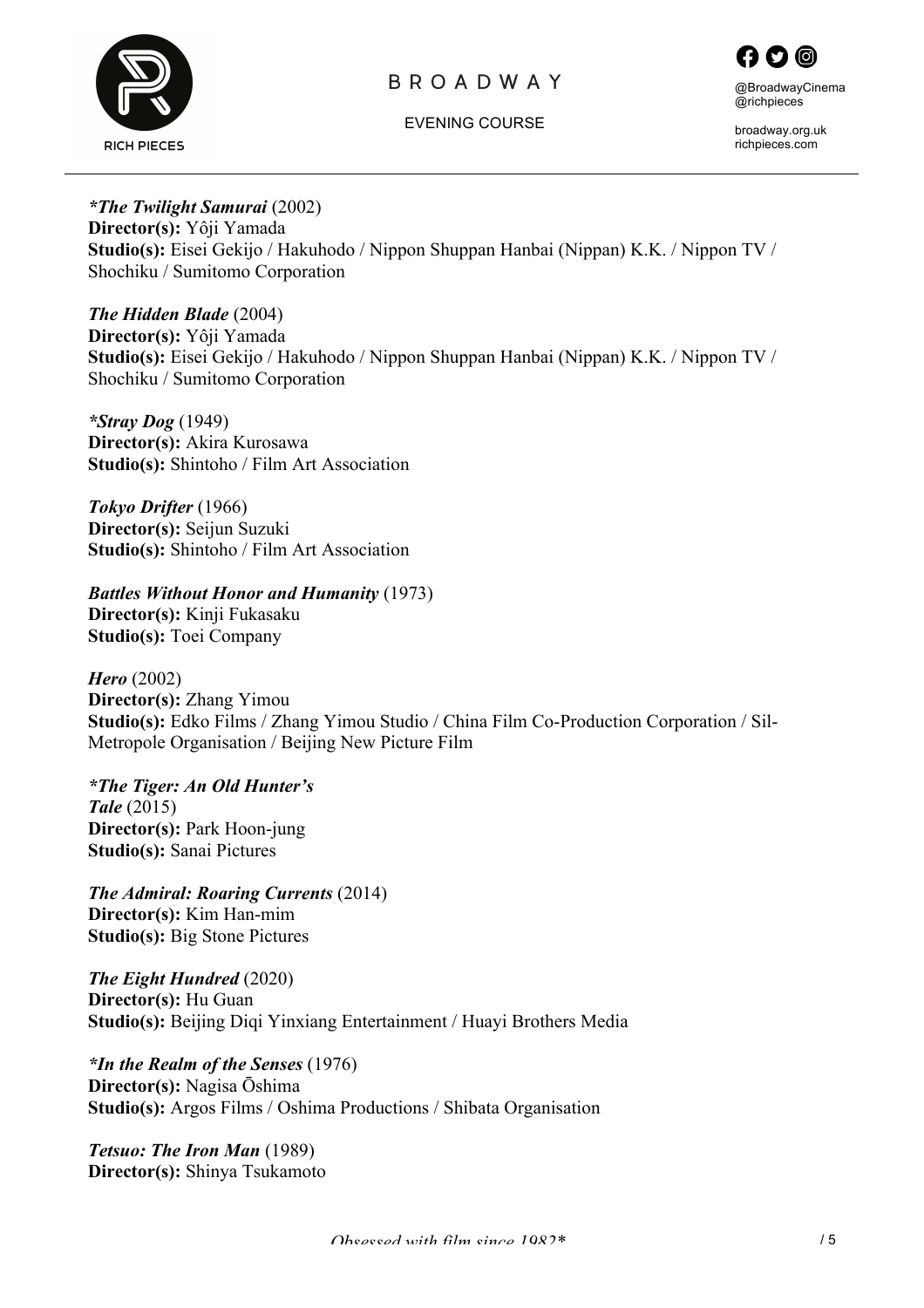***The Twilight Samurai*** (2002)
**Director(s):** Yôji Yamada
**Studio(s):** Eisei Gekijo / Hakuhodo / Nippon Shuppan Hanbai (Nippan) K.K. / Nippon TV / Shochiku / Sumitomo Corporation

***The Hidden Blade*** (2004)
**Director(s):** Yôji Yamada
**Studio(s):** Eisei Gekijo / Hakuhodo / Nippon Shuppan Hanbai (Nippan) K.K. / Nippon TV / Shochiku / Sumitomo Corporation

***Stray Dog*** (1949)
**Director(s):** Akira Kurosawa
**Studio(s):** Shintoho / Film Art Association

***Tokyo Drifter*** (1966)
**Director(s):** Seijun Suzuki
**Studio(s):** Shintoho / Film Art Association

***Battles Without Honor and Humanity*** (1973)
**Director(s):** Kinji Fukasaku
**Studio(s):** Toei Company

***Hero*** (2002)
**Director(s):** Zhang Yimou
**Studio(s):** Edko Films / Zhang Yimou Studio / China Film Co-Production Corporation / Sil-Metropole Organisation / Beijing New Picture Film

***The Tiger: An Old Hunter's Tale*** (2015)
**Director(s):** Park Hoon-jung
**Studio(s):** Sanai Pictures

***The Admiral: Roaring Currents*** (2014)
**Director(s):** Kim Han-mim
**Studio(s):** Big Stone Pictures

***The Eight Hundred*** (2020)
**Director(s):** Hu Guan
**Studio(s):** Beijing Diqi Yinxiang Entertainment / Huayi Brothers Media

***In the Realm of the Senses*** (1976)
**Director(s):** Nagisa Ōshima
**Studio(s):** Argos Films / Oshima Productions / Shibata Organisation

***Tetsuo: The Iron Man*** (1989)
**Director(s):** Shinya Tsukamoto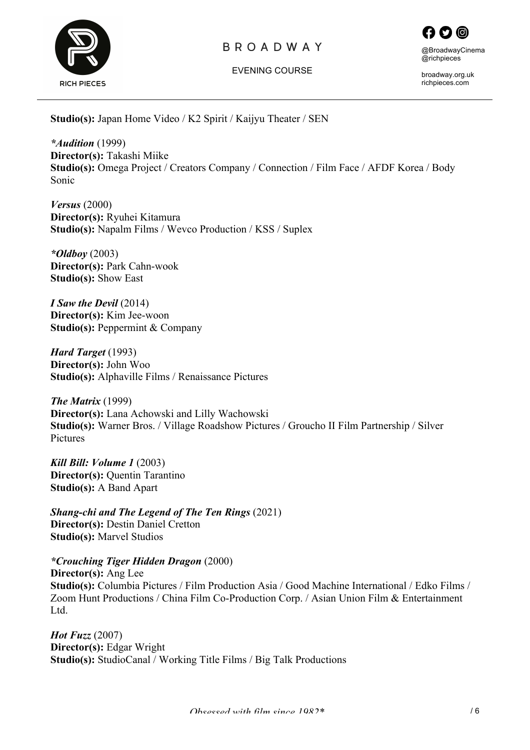**Studio(s):** Japan Home Video / K2 Spirit / Kaijyu Theater / SEN

***Audition** (1999)
**Director(s):** Takashi Miike
**Studio(s):** Omega Project / Creators Company / Connection / Film Face / AFDF Korea / Body Sonic

***Versus*** (2000)
**Director(s):** Ryuhei Kitamura
**Studio(s):** Napalm Films / Wevco Production / KSS / Suplex

***Oldboy** (2003)
**Director(s):** Park Cahn-wook
**Studio(s):** Show East

***I Saw the Devil*** (2014)
**Director(s):** Kim Jee-woon
**Studio(s):** Peppermint & Company

***Hard Target*** (1993)
**Director(s):** John Woo
**Studio(s):** Alphaville Films / Renaissance Pictures

***The Matrix*** (1999)
**Director(s):** Lana Achowski and Lilly Wachowski
**Studio(s):** Warner Bros. / Village Roadshow Pictures / Groucho II Film Partnership / Silver Pictures

***Kill Bill: Volume 1*** (2003)
**Director(s):** Quentin Tarantino
**Studio(s):** A Band Apart

***Shang-chi and The Legend of The Ten Rings*** (2021)
**Director(s):** Destin Daniel Cretton
**Studio(s):** Marvel Studios

***Crouching Tiger Hidden Dragon** (2000)
**Director(s):** Ang Lee
**Studio(s):** Columbia Pictures / Film Production Asia / Good Machine International / Edko Films / Zoom Hunt Productions / China Film Co-Production Corp. / Asian Union Film & Entertainment Ltd.

***Hot Fuzz*** (2007)
**Director(s):** Edgar Wright
**Studio(s):** StudioCanal / Working Title Films / Big Talk Productions